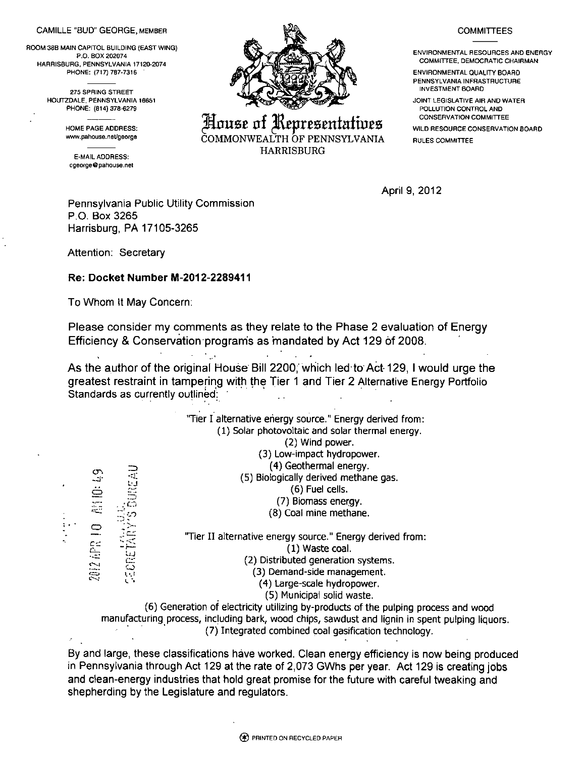CAMILLE "BUD" GEORGE, MEMBER

ROOM 38B MAIN CAPITOL BUILDING (EAST WING)
P.O. BOX 202074
HARRISBURG, PENNSYLVANIA 17120-2074
PHONE: (717) 787-7316

275 SPRING STREET
HOUTZDALE, PENNSYLVANIA 16651
PHONE: (814) 378-6279

HOME PAGE ADDRESS:
www.pahouse.net/george

E-MAIL ADDRESS:
cgeorge@pahouse.net

# House of Representatives

COMMONWEALTH OF PENNSYLVANIA
HARRISBURG

COMMITTEES

ENVIRONMENTAL RESOURCES AND ENERGY COMMITTEE, DEMOCRATIC CHAIRMAN

ENVIRONMENTAL QUALITY BOARD

PENNSYLVANIA INFRASTRUCTURE INVESTMENT BOARD

JOINT LEGISLATIVE AIR AND WATER POLLUTION CONTROL AND CONSERVATION COMMITTEE

WILD RESOURCE CONSERVATION BOARD

RULES COMMITTEE

April 9, 2012

Pennsylvania Public Utility Commission
P.O. Box 3265
Harrisburg, PA 17105-3265

Attention: Secretary

**Re: Docket Number M-2012-2289411**

To Whom It May Concern:

Please consider my comments as they relate to the Phase 2 evaluation of Energy Efficiency & Conservation programs as mandated by Act 129 of 2008.

As the author of the original House Bill 2200, which led to Act 129, I would urge the greatest restraint in tampering with the Tier 1 and Tier 2 Alternative Energy Portfolio Standards as currently outlined:

"Tier I alternative energy source." Energy derived from:
(1) Solar photovoltaic and solar thermal energy.
(2) Wind power.
(3) Low-impact hydropower.
(4) Geothermal energy.
(5) Biologically derived methane gas.
(6) Fuel cells.
(7) Biomass energy.
(8) Coal mine methane.

"Tier II alternative energy source." Energy derived from:
(1) Waste coal.
(2) Distributed generation systems.
(3) Demand-side management.
(4) Large-scale hydropower.
(5) Municipal solid waste.
(6) Generation of electricity utilizing by-products of the pulping process and wood manufacturing process, including bark, wood chips, sawdust and lignin in spent pulping liquors.
(7) Integrated combined coal gasification technology.

2012 APR 10 AM 10:49
PA P.U.C.
SECRETARY'S BUREAU

By and large, these classifications have worked. Clean energy efficiency is now being produced in Pennsylvania through Act 129 at the rate of 2,073 GWhs per year. Act 129 is creating jobs and clean-energy industries that hold great promise for the future with careful tweaking and shepherding by the Legislature and regulators.

PRINTED ON RECYCLED PAPER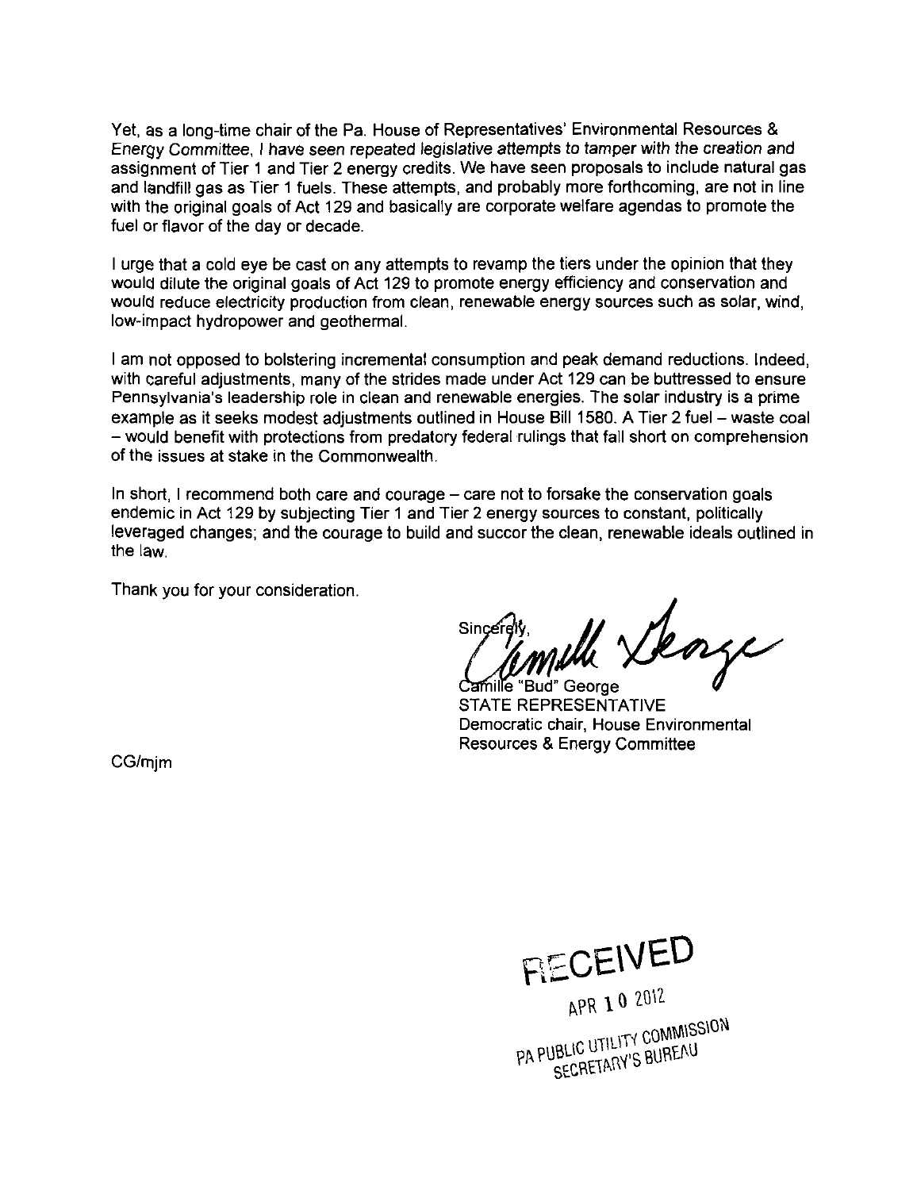Yet, as a long-time chair of the Pa. House of Representatives' Environmental Resources & Energy Committee, I have seen repeated legislative attempts to tamper with the creation and assignment of Tier 1 and Tier 2 energy credits. We have seen proposals to include natural gas and landfill gas as Tier 1 fuels. These attempts, and probably more forthcoming, are not in line with the original goals of Act 129 and basically are corporate welfare agendas to promote the fuel or flavor of the day or decade.

I urge that a cold eye be cast on any attempts to revamp the tiers under the opinion that they would dilute the original goals of Act 129 to promote energy efficiency and conservation and would reduce electricity production from clean, renewable energy sources such as solar, wind, low-impact hydropower and geothermal.

I am not opposed to bolstering incremental consumption and peak demand reductions. Indeed, with careful adjustments, many of the strides made under Act 129 can be buttressed to ensure Pennsylvania's leadership role in clean and renewable energies. The solar industry is a prime example as it seeks modest adjustments outlined in House Bill 1580. A Tier 2 fuel – waste coal – would benefit with protections from predatory federal rulings that fall short on comprehension of the issues at stake in the Commonwealth.

In short, I recommend both care and courage – care not to forsake the conservation goals endemic in Act 129 by subjecting Tier 1 and Tier 2 energy sources to constant, politically leveraged changes; and the courage to build and succor the clean, renewable ideals outlined in the law.

Thank you for your consideration.

Sincerely,

Camille "Bud" George
STATE REPRESENTATIVE
Democratic chair, House Environmental Resources & Energy Committee

CG/mjm

RECEIVED
APR 10 2012
PA PUBLIC UTILITY COMMISSION
SECRETARY'S BUREAU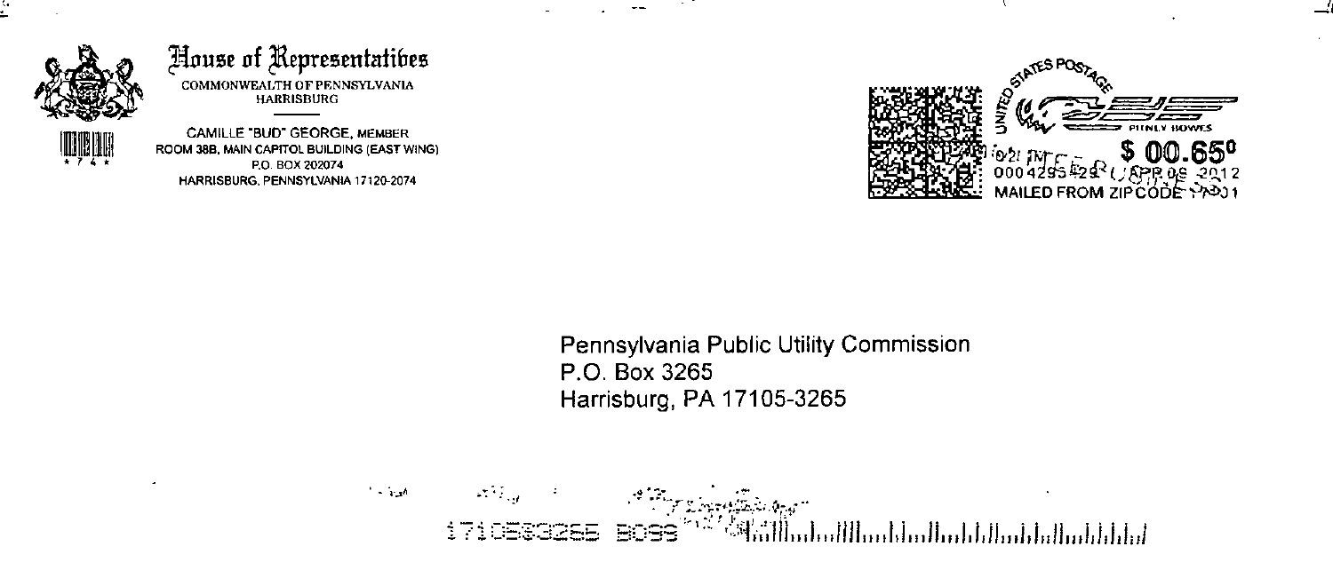House of Representatives

COMMONWEALTH OF PENNSYLVANIA
HARRISBURG

CAMILLE "BUD" GEORGE, MEMBER
ROOM 38B, MAIN CAPITOL BUILDING (EAST WING)
P.O. BOX 202074
HARRISBURG, PENNSYLVANIA 17120-2074

UNITED STATES POSTAGE
PITNEY BOWES
$ 00.65⁰
02 1M
0004295429 APR 09 2012
MAILED FROM ZIPCODE 17101

Pennsylvania Public Utility Commission
P.O. Box 3265
Harrisburg, PA 17105-3265

1710583265 B099